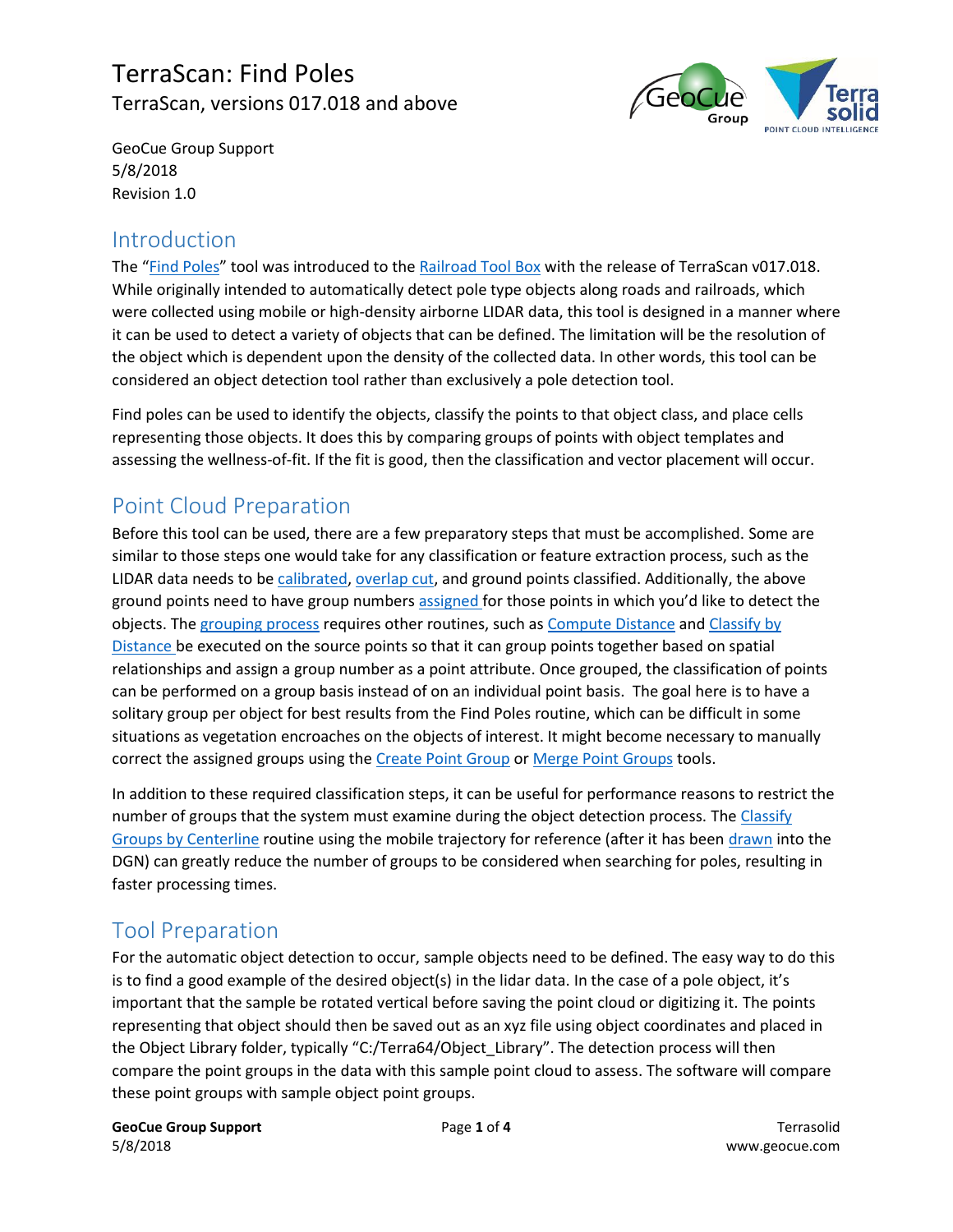# TerraScan: Find Poles

TerraScan, versions 017.018 and above

GeoCue Group Support
5/8/2018
Revision 1.0

## Introduction

The "Find Poles" tool was introduced to the Railroad Tool Box with the release of TerraScan v017.018. While originally intended to automatically detect pole type objects along roads and railroads, which were collected using mobile or high-density airborne LIDAR data, this tool is designed in a manner where it can be used to detect a variety of objects that can be defined. The limitation will be the resolution of the object which is dependent upon the density of the collected data. In other words, this tool can be considered an object detection tool rather than exclusively a pole detection tool.

Find poles can be used to identify the objects, classify the points to that object class, and place cells representing those objects. It does this by comparing groups of points with object templates and assessing the wellness-of-fit. If the fit is good, then the classification and vector placement will occur.

## Point Cloud Preparation

Before this tool can be used, there are a few preparatory steps that must be accomplished. Some are similar to those steps one would take for any classification or feature extraction process, such as the LIDAR data needs to be calibrated, overlap cut, and ground points classified. Additionally, the above ground points need to have group numbers assigned for those points in which you'd like to detect the objects. The grouping process requires other routines, such as Compute Distance and Classify by Distance be executed on the source points so that it can group points together based on spatial relationships and assign a group number as a point attribute. Once grouped, the classification of points can be performed on a group basis instead of on an individual point basis. The goal here is to have a solitary group per object for best results from the Find Poles routine, which can be difficult in some situations as vegetation encroaches on the objects of interest. It might become necessary to manually correct the assigned groups using the Create Point Group or Merge Point Groups tools.

In addition to these required classification steps, it can be useful for performance reasons to restrict the number of groups that the system must examine during the object detection process. The Classify Groups by Centerline routine using the mobile trajectory for reference (after it has been drawn into the DGN) can greatly reduce the number of groups to be considered when searching for poles, resulting in faster processing times.

## Tool Preparation

For the automatic object detection to occur, sample objects need to be defined. The easy way to do this is to find a good example of the desired object(s) in the lidar data. In the case of a pole object, it's important that the sample be rotated vertical before saving the point cloud or digitizing it. The points representing that object should then be saved out as an xyz file using object coordinates and placed in the Object Library folder, typically "C:/Terra64/Object_Library". The detection process will then compare the point groups in the data with this sample point cloud to assess. The software will compare these point groups with sample object point groups.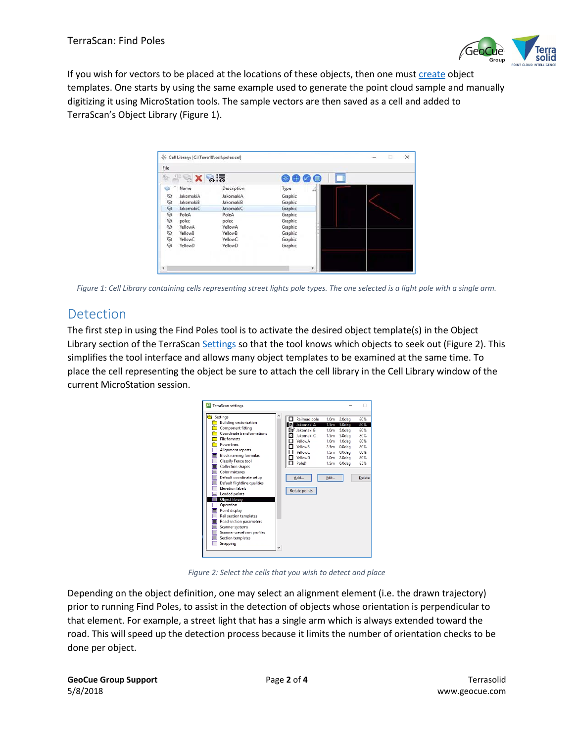If you wish for vectors to be placed at the locations of these objects, then one must create object templates. One starts by using the same example used to generate the point cloud sample and manually digitizing it using MicroStation tools. The sample vectors are then saved as a cell and added to TerraScan's Object Library (Figure 1).

*Figure 1: Cell Library containing cells representing street lights pole types. The one selected is a light pole with a single arm.*

## Detection

The first step in using the Find Poles tool is to activate the desired object template(s) in the Object Library section of the TerraScan Settings so that the tool knows which objects to seek out (Figure 2). This simplifies the tool interface and allows many object templates to be examined at the same time. To place the cell representing the object be sure to attach the cell library in the Cell Library window of the current MicroStation session.

*Figure 2: Select the cells that you wish to detect and place*

Depending on the object definition, one may select an alignment element (i.e. the drawn trajectory) prior to running Find Poles, to assist in the detection of objects whose orientation is perpendicular to that element. For example, a street light that has a single arm which is always extended toward the road. This will speed up the detection process because it limits the number of orientation checks to be done per object.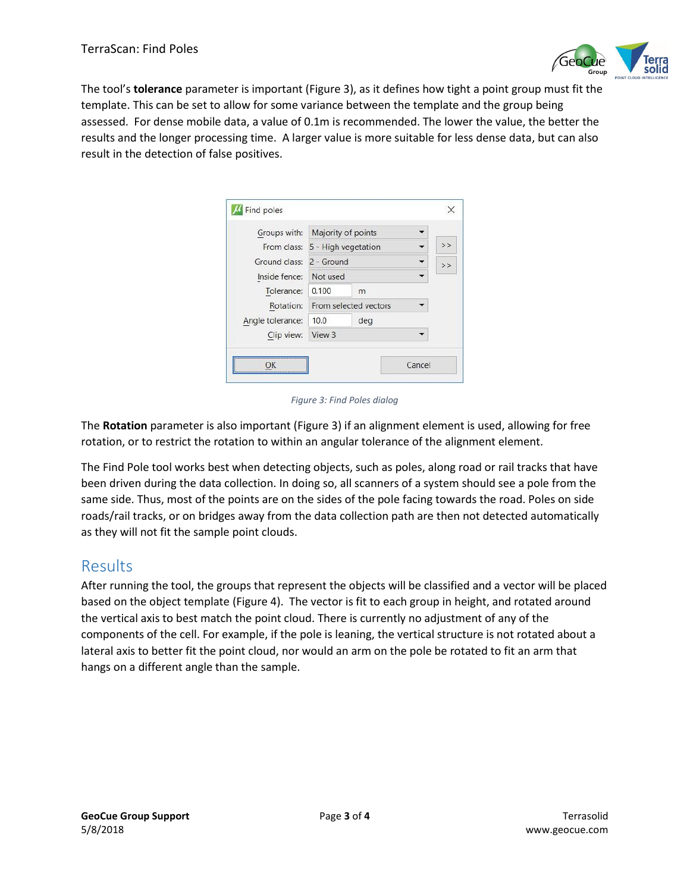The tool's **tolerance** parameter is important (Figure 3), as it defines how tight a point group must fit the template. This can be set to allow for some variance between the template and the group being assessed. For dense mobile data, a value of 0.1m is recommended. The lower the value, the better the results and the longer processing time. A larger value is more suitable for less dense data, but can also result in the detection of false positives.

*Figure 3: Find Poles dialog*

The **Rotation** parameter is also important (Figure 3) if an alignment element is used, allowing for free rotation, or to restrict the rotation to within an angular tolerance of the alignment element.

The Find Pole tool works best when detecting objects, such as poles, along road or rail tracks that have been driven during the data collection. In doing so, all scanners of a system should see a pole from the same side. Thus, most of the points are on the sides of the pole facing towards the road. Poles on side roads/rail tracks, or on bridges away from the data collection path are then not detected automatically as they will not fit the sample point clouds.

## Results

After running the tool, the groups that represent the objects will be classified and a vector will be placed based on the object template (Figure 4). The vector is fit to each group in height, and rotated around the vertical axis to best match the point cloud. There is currently no adjustment of any of the components of the cell. For example, if the pole is leaning, the vertical structure is not rotated about a lateral axis to better fit the point cloud, nor would an arm on the pole be rotated to fit an arm that hangs on a different angle than the sample.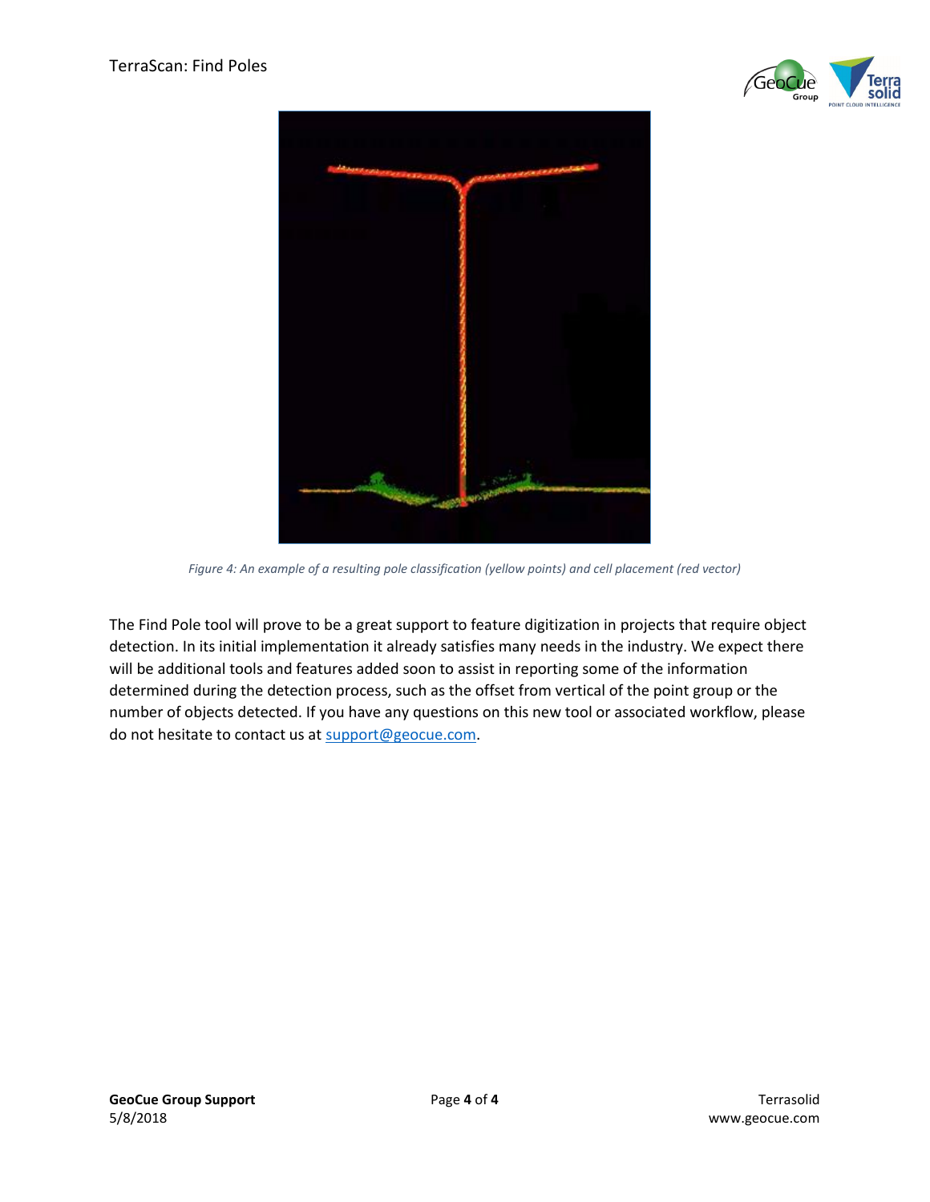*Figure 4: An example of a resulting pole classification (yellow points) and cell placement (red vector)*

The Find Pole tool will prove to be a great support to feature digitization in projects that require object detection. In its initial implementation it already satisfies many needs in the industry. We expect there will be additional tools and features added soon to assist in reporting some of the information determined during the detection process, such as the offset from vertical of the point group or the number of objects detected. If you have any questions on this new tool or associated workflow, please do not hesitate to contact us at [support@geocue.com](mailto:support@geocue.com).